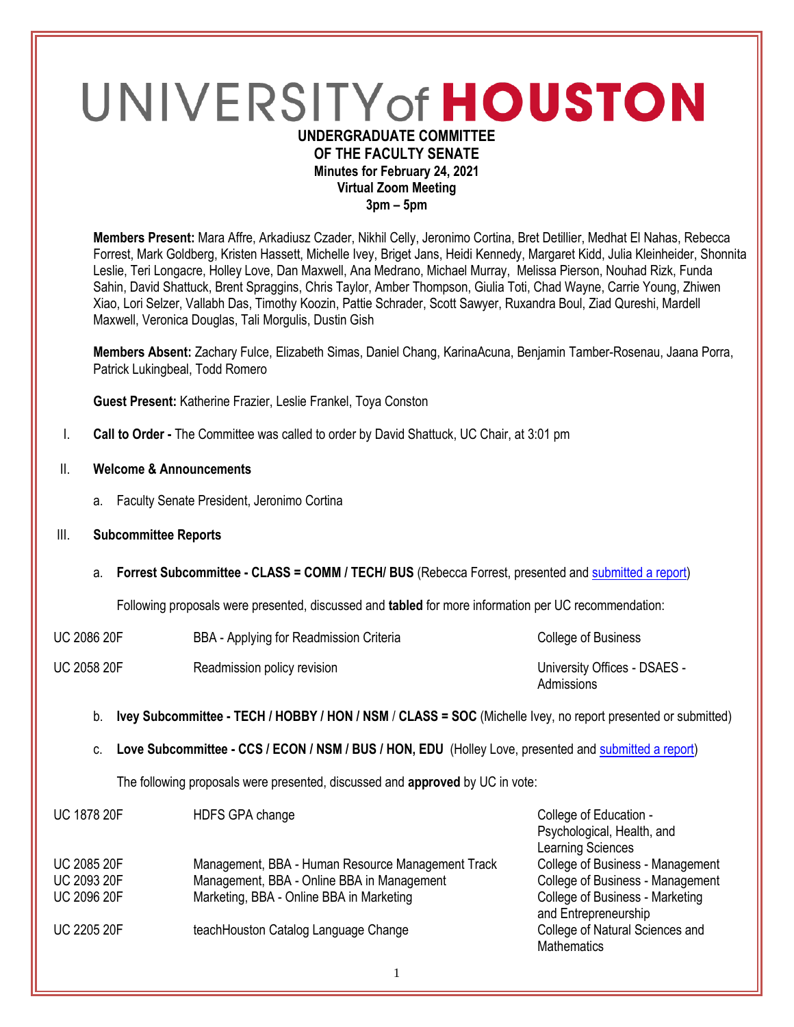# UNIVERSITY of HOUSTON

**UNDERGRADUATE COMMITTEE OF THE FACULTY SENATE**
**Minutes for February 24, 2021**
**Virtual Zoom Meeting**
**3pm – 5pm**

**Members Present:** Mara Affre, Arkadiusz Czader, Nikhil Celly, Jeronimo Cortina, Bret Detillier, Medhat El Nahas, Rebecca Forrest, Mark Goldberg, Kristen Hassett, Michelle Ivey, Briget Jans, Heidi Kennedy, Margaret Kidd, Julia Kleinheider, Shonnita Leslie, Teri Longacre, Holley Love, Dan Maxwell, Ana Medrano, Michael Murray, Melissa Pierson, Nouhad Rizk, Funda Sahin, David Shattuck, Brent Spraggins, Chris Taylor, Amber Thompson, Giulia Toti, Chad Wayne, Carrie Young, Zhiwen Xiao, Lori Selzer, Vallabh Das, Timothy Koozin, Pattie Schrader, Scott Sawyer, Ruxandra Boul, Ziad Qureshi, Mardell Maxwell, Veronica Douglas, Tali Morgulis, Dustin Gish

**Members Absent:** Zachary Fulce, Elizabeth Simas, Daniel Chang, KarinaAcuna, Benjamin Tamber-Rosenau, Jaana Porra, Patrick Lukingbeal, Todd Romero

**Guest Present:** Katherine Frazier, Leslie Frankel, Toya Conston

I. **Call to Order -** The Committee was called to order by David Shattuck, UC Chair, at 3:01 pm

II. **Welcome & Announcements**

   a. Faculty Senate President, Jeronimo Cortina

III. **Subcommittee Reports**

   a. **Forrest Subcommittee - CLASS = COMM / TECH/ BUS** (Rebecca Forrest, presented and submitted a report)

   Following proposals were presented, discussed and **tabled** for more information per UC recommendation:

| | | |
|---|---|---|
| UC 2086 20F | BBA - Applying for Readmission Criteria | College of Business |
| UC 2058 20F | Readmission policy revision | University Offices - DSAES - Admissions |

   b. **Ivey Subcommittee - TECH / HOBBY / HON / NSM / CLASS = SOC** (Michelle Ivey, no report presented or submitted)

   c. **Love Subcommittee - CCS / ECON / NSM / BUS / HON, EDU** (Holley Love, presented and submitted a report)

   The following proposals were presented, discussed and **approved** by UC in vote:

| | | |
|---|---|---|
| UC 1878 20F | HDFS GPA change | College of Education - Psychological, Health, and Learning Sciences |
| UC 2085 20F | Management, BBA - Human Resource Management Track | College of Business - Management |
| UC 2093 20F | Management, BBA - Online BBA in Management | College of Business - Management |
| UC 2096 20F | Marketing, BBA - Online BBA in Marketing | College of Business - Marketing and Entrepreneurship |
| UC 2205 20F | teachHouston Catalog Language Change | College of Natural Sciences and Mathematics |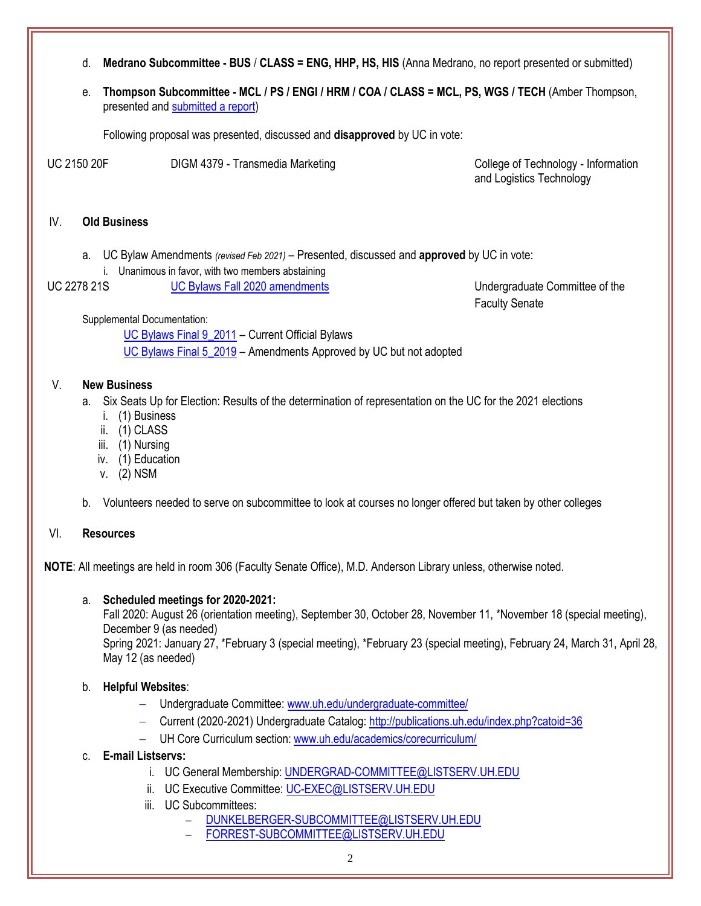d. **Medrano Subcommittee - BUS / CLASS = ENG, HHP, HS, HIS** (Anna Medrano, no report presented or submitted)

e. **Thompson Subcommittee - MCL / PS / ENGI / HRM / COA / CLASS = MCL, PS, WGS / TECH** (Amber Thompson, presented and submitted a report)

Following proposal was presented, discussed and **disapproved** by UC in vote:

| | | |
|---|---|---|
| UC 2150 20F | DIGM 4379 - Transmedia Marketing | College of Technology - Information and Logistics Technology |

## IV. Old Business

a. UC Bylaw Amendments *(revised Feb 2021)* – Presented, discussed and **approved** by UC in vote:

i. Unanimous in favor, with two members abstaining

| | | |
|---|---|---|
| UC 2278 21S | UC Bylaws Fall 2020 amendments | Undergraduate Committee of the Faculty Senate |

Supplemental Documentation:

UC Bylaws Final 9_2011 – Current Official Bylaws

UC Bylaws Final 5_2019 – Amendments Approved by UC but not adopted

## V. New Business

a. Six Seats Up for Election: Results of the determination of representation on the UC for the 2021 elections

i. (1) Business
ii. (1) CLASS
iii. (1) Nursing
iv. (1) Education
v. (2) NSM

b. Volunteers needed to serve on subcommittee to look at courses no longer offered but taken by other colleges

## VI. Resources

**NOTE**: All meetings are held in room 306 (Faculty Senate Office), M.D. Anderson Library unless, otherwise noted.

a. **Scheduled meetings for 2020-2021:**
Fall 2020: August 26 (orientation meeting), September 30, October 28, November 11, *November 18 (special meeting), December 9 (as needed)
Spring 2021: January 27, *February 3 (special meeting), *February 23 (special meeting), February 24, March 31, April 28, May 12 (as needed)

b. **Helpful Websites**:

- Undergraduate Committee: www.uh.edu/undergraduate-committee/
- Current (2020-2021) Undergraduate Catalog: http://publications.uh.edu/index.php?catoid=36
- UH Core Curriculum section: www.uh.edu/academics/corecurriculum/

c. **E-mail Listservs:**

i. UC General Membership: UNDERGRAD-COMMITTEE@LISTSERV.UH.EDU
ii. UC Executive Committee: UC-EXEC@LISTSERV.UH.EDU
iii. UC Subcommittees:
   - DUNKELBERGER-SUBCOMMITTEE@LISTSERV.UH.EDU
   - FORREST-SUBCOMMITTEE@LISTSERV.UH.EDU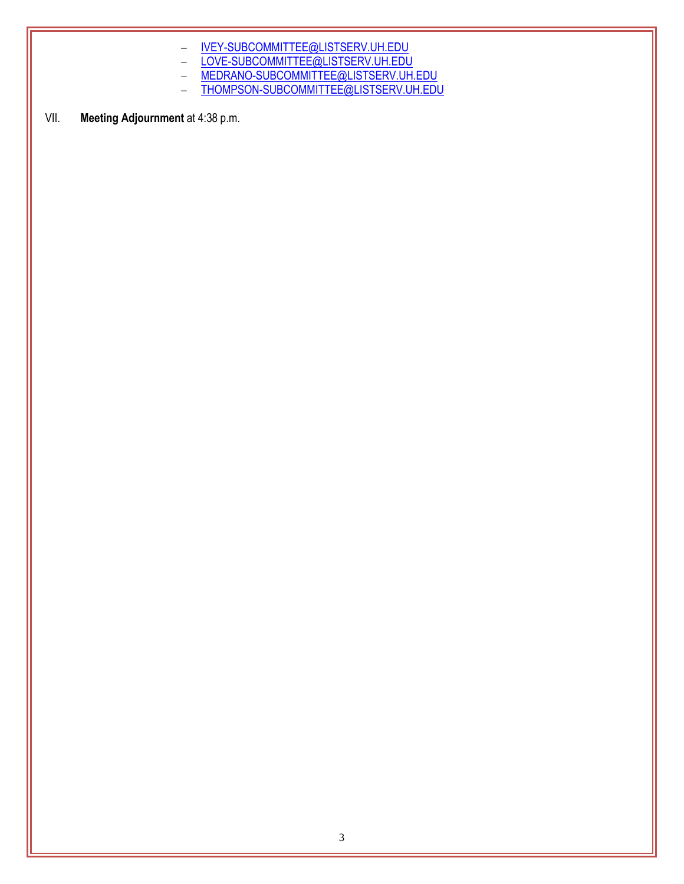- IVEY-SUBCOMMITTEE@LISTSERV.UH.EDU
- LOVE-SUBCOMMITTEE@LISTSERV.UH.EDU
- MEDRANO-SUBCOMMITTEE@LISTSERV.UH.EDU
- THOMPSON-SUBCOMMITTEE@LISTSERV.UH.EDU

VII. **Meeting Adjournment** at 4:38 p.m.